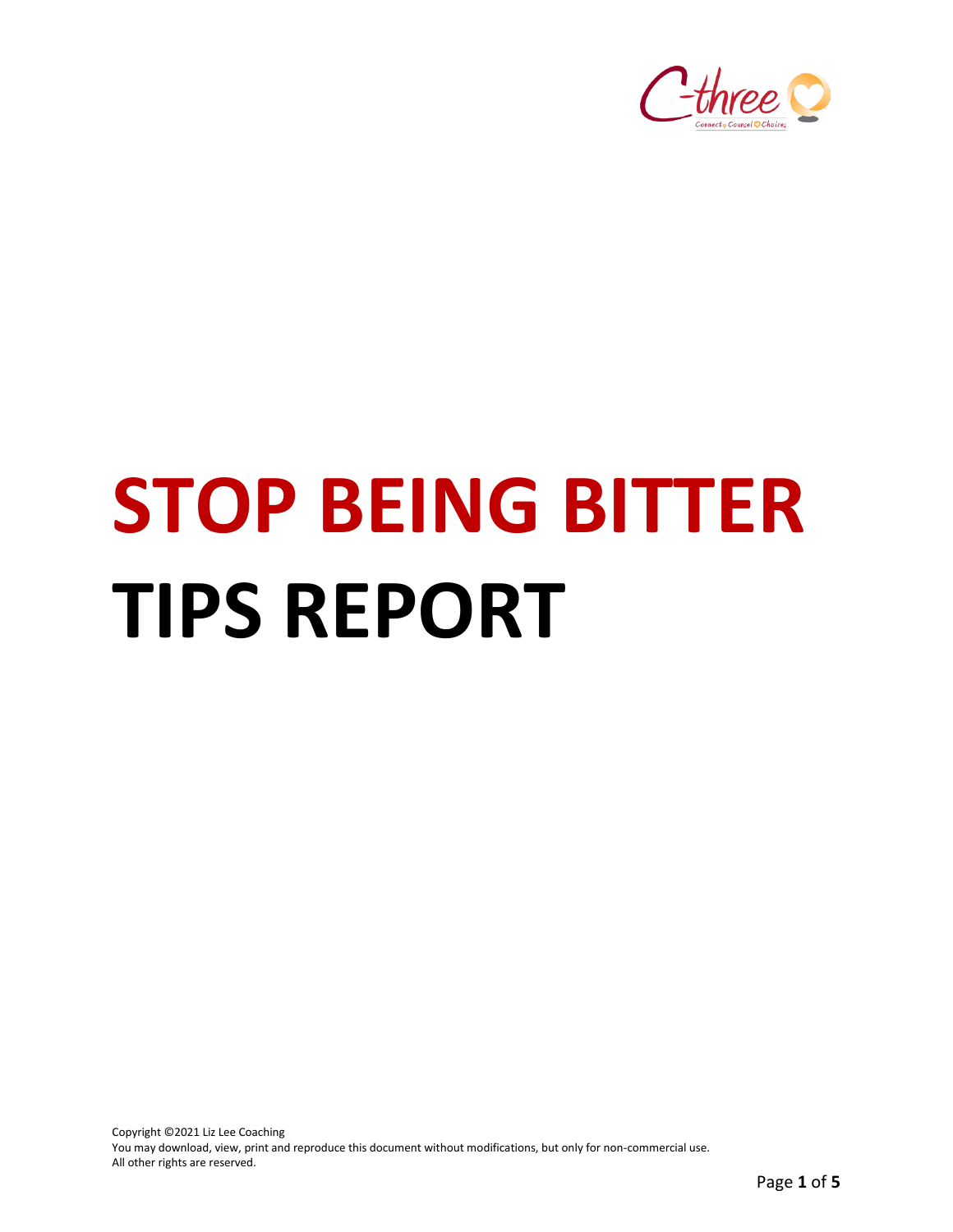# STOP BEING BITTER

# TIPS REPORT

Copyright ©2021 Liz Lee Coaching
You may download, view, print and reproduce this document without modifications, but only for non-commercial use.
All other rights are reserved.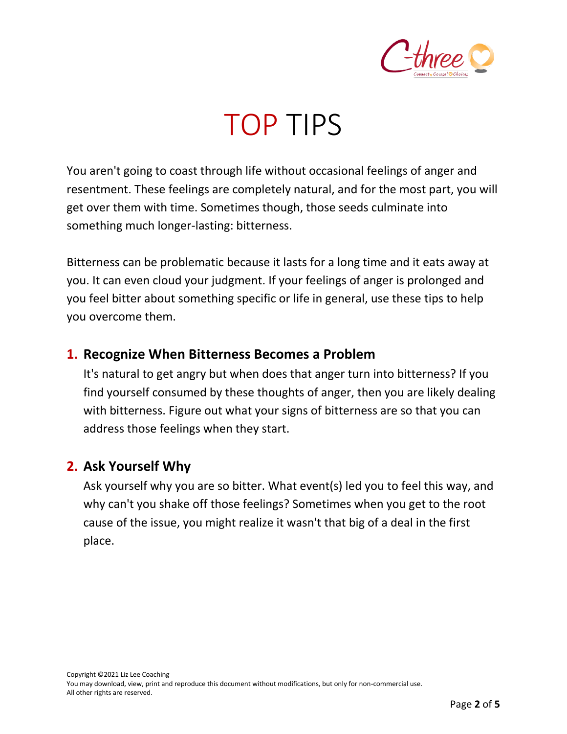# TOP TIPS

You aren't going to coast through life without occasional feelings of anger and resentment. These feelings are completely natural, and for the most part, you will get over them with time. Sometimes though, those seeds culminate into something much longer-lasting: bitterness.

Bitterness can be problematic because it lasts for a long time and it eats away at you. It can even cloud your judgment. If your feelings of anger is prolonged and you feel bitter about something specific or life in general, use these tips to help you overcome them.

1. **Recognize When Bitterness Becomes a Problem**
   It's natural to get angry but when does that anger turn into bitterness? If you find yourself consumed by these thoughts of anger, then you are likely dealing with bitterness. Figure out what your signs of bitterness are so that you can address those feelings when they start.

2. **Ask Yourself Why**
   Ask yourself why you are so bitter. What event(s) led you to feel this way, and why can't you shake off those feelings? Sometimes when you get to the root cause of the issue, you might realize it wasn't that big of a deal in the first place.

Copyright ©2021 Liz Lee Coaching
You may download, view, print and reproduce this document without modifications, but only for non-commercial use.
All other rights are reserved.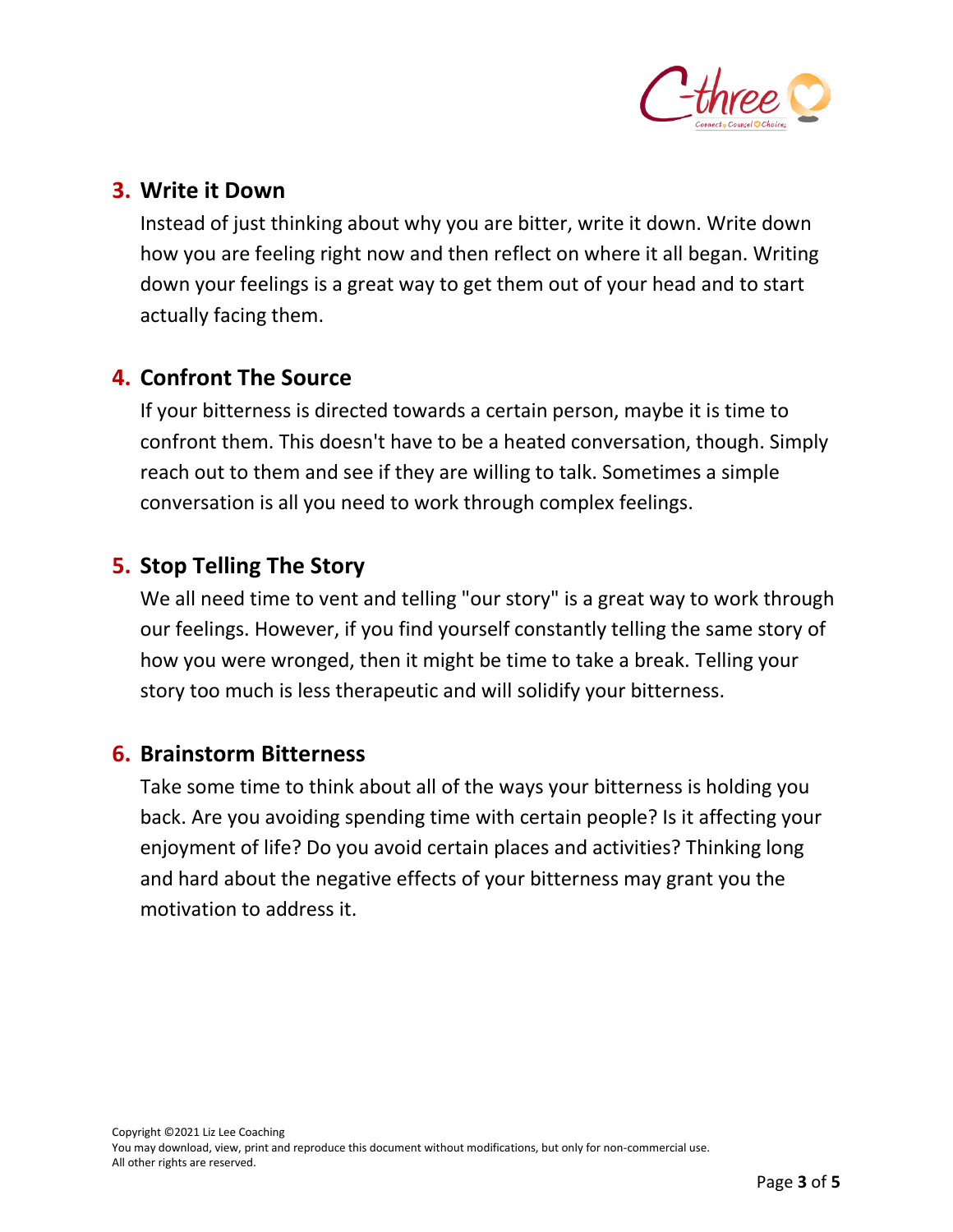### 3. Write it Down

Instead of just thinking about why you are bitter, write it down. Write down how you are feeling right now and then reflect on where it all began. Writing down your feelings is a great way to get them out of your head and to start actually facing them.

### 4. Confront The Source

If your bitterness is directed towards a certain person, maybe it is time to confront them. This doesn't have to be a heated conversation, though. Simply reach out to them and see if they are willing to talk. Sometimes a simple conversation is all you need to work through complex feelings.

### 5. Stop Telling The Story

We all need time to vent and telling "our story" is a great way to work through our feelings. However, if you find yourself constantly telling the same story of how you were wronged, then it might be time to take a break. Telling your story too much is less therapeutic and will solidify your bitterness.

### 6. Brainstorm Bitterness

Take some time to think about all of the ways your bitterness is holding you back. Are you avoiding spending time with certain people? Is it affecting your enjoyment of life? Do you avoid certain places and activities? Thinking long and hard about the negative effects of your bitterness may grant you the motivation to address it.

Copyright ©2021 Liz Lee Coaching
You may download, view, print and reproduce this document without modifications, but only for non-commercial use.
All other rights are reserved.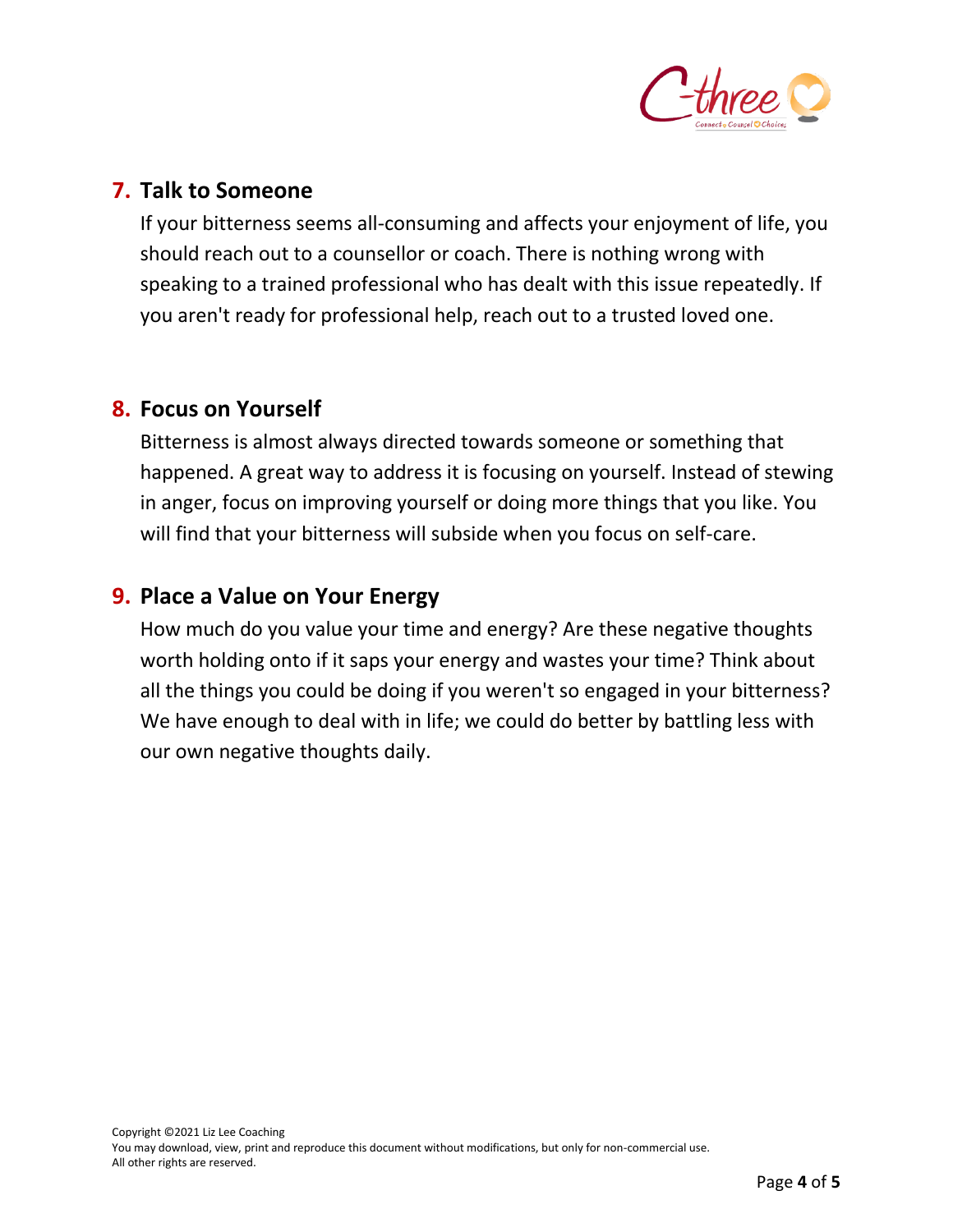## 7. Talk to Someone

If your bitterness seems all-consuming and affects your enjoyment of life, you should reach out to a counsellor or coach. There is nothing wrong with speaking to a trained professional who has dealt with this issue repeatedly. If you aren't ready for professional help, reach out to a trusted loved one.

## 8. Focus on Yourself

Bitterness is almost always directed towards someone or something that happened. A great way to address it is focusing on yourself. Instead of stewing in anger, focus on improving yourself or doing more things that you like. You will find that your bitterness will subside when you focus on self-care.

## 9. Place a Value on Your Energy

How much do you value your time and energy? Are these negative thoughts worth holding onto if it saps your energy and wastes your time? Think about all the things you could be doing if you weren't so engaged in your bitterness? We have enough to deal with in life; we could do better by battling less with our own negative thoughts daily.

Copyright ©2021 Liz Lee Coaching
You may download, view, print and reproduce this document without modifications, but only for non-commercial use.
All other rights are reserved.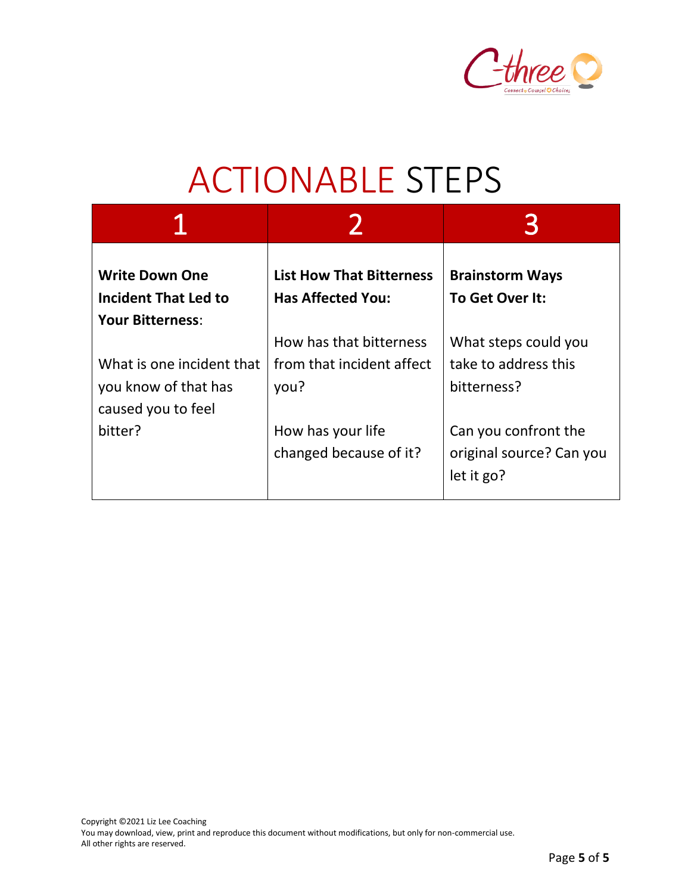# ACTIONABLE STEPS

| 1 | 2 | 3 |
| --- | --- | --- |
| **Write Down One Incident That Led to Your Bitterness**:<br><br>What is one incident that you know of that has caused you to feel bitter? | **List How That Bitterness Has Affected You:**<br><br>How has that bitterness from that incident affect you?<br><br>How has your life changed because of it? | **Brainstorm Ways To Get Over It:**<br><br>What steps could you take to address this bitterness?<br><br>Can you confront the original source? Can you let it go? |

Copyright ©2021 Liz Lee Coaching
You may download, view, print and reproduce this document without modifications, but only for non-commercial use.
All other rights are reserved.